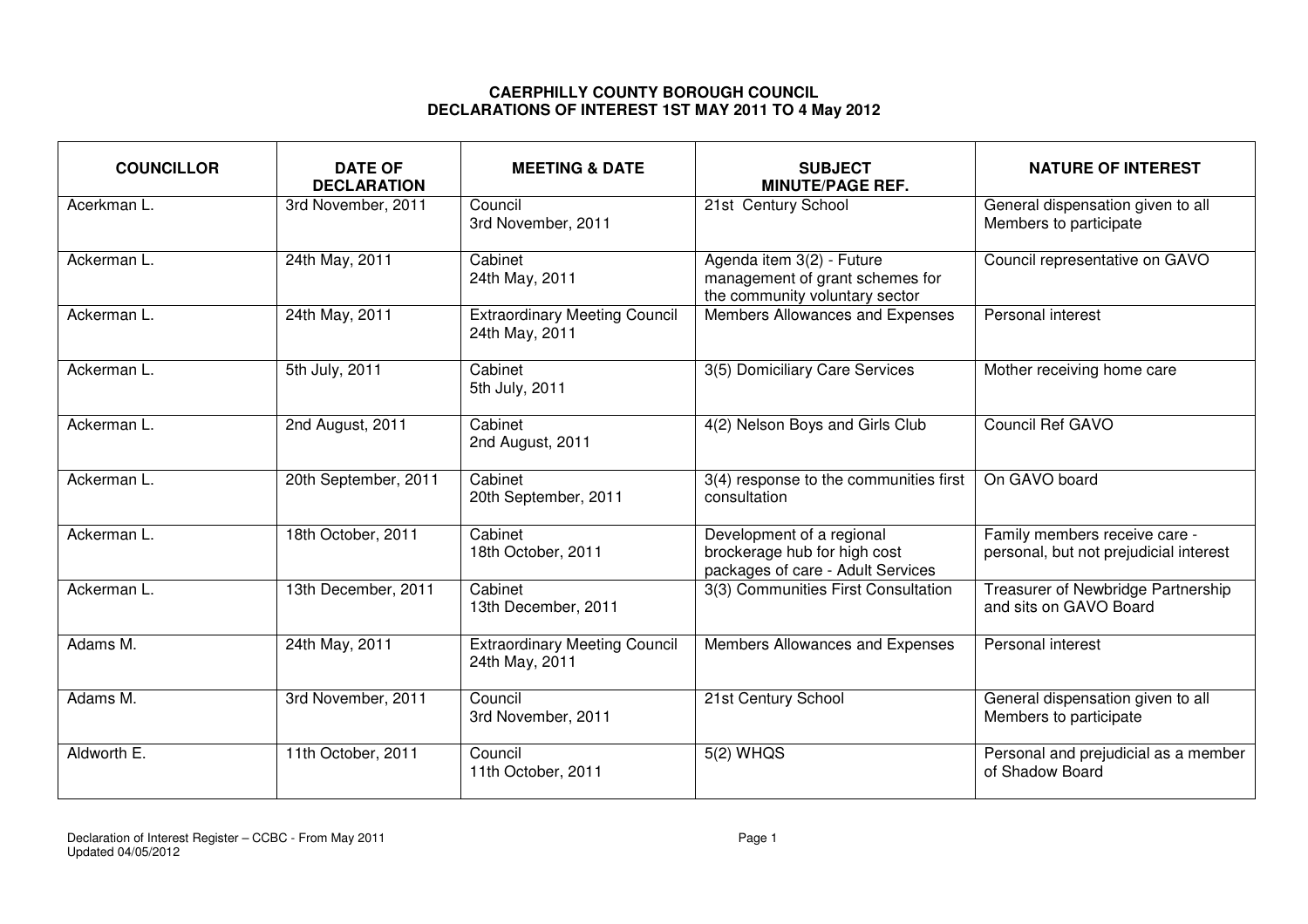**CAERPHILLY COUNTY BOROUGH COUNCIL**
**DECLARATIONS OF INTEREST 1ST MAY 2011 TO 4 May 2012**

| COUNCILLOR | DATE OF DECLARATION | MEETING & DATE | SUBJECT MINUTE/PAGE REF. | NATURE OF INTEREST |
|---|---|---|---|---|
| Acerkman L. | 3rd November, 2011 | Council 3rd November, 2011 | 21st Century School | General dispensation given to all Members to participate |
| Ackerman L. | 24th May, 2011 | Cabinet 24th May, 2011 | Agenda item 3(2) - Future management of grant schemes for the community voluntary sector | Council representative on GAVO |
| Ackerman L. | 24th May, 2011 | Extraordinary Meeting Council 24th May, 2011 | Members Allowances and Expenses | Personal interest |
| Ackerman L. | 5th July, 2011 | Cabinet 5th July, 2011 | 3(5) Domiciliary Care Services | Mother receiving home care |
| Ackerman L. | 2nd August, 2011 | Cabinet 2nd August, 2011 | 4(2) Nelson Boys and Girls Club | Council Ref GAVO |
| Ackerman L. | 20th September, 2011 | Cabinet 20th September, 2011 | 3(4) response to the communities first consultation | On GAVO board |
| Ackerman L. | 18th October, 2011 | Cabinet 18th October, 2011 | Development of a regional brockerage hub for high cost packages of care - Adult Services | Family members receive care - personal, but not prejudicial interest |
| Ackerman L. | 13th December, 2011 | Cabinet 13th December, 2011 | 3(3) Communities First Consultation | Treasurer of Newbridge Partnership and sits on GAVO Board |
| Adams M. | 24th May, 2011 | Extraordinary Meeting Council 24th May, 2011 | Members Allowances and Expenses | Personal interest |
| Adams M. | 3rd November, 2011 | Council 3rd November, 2011 | 21st Century School | General dispensation given to all Members to participate |
| Aldworth E. | 11th October, 2011 | Council 11th October, 2011 | 5(2) WHQS | Personal and prejudicial as a member of Shadow Board |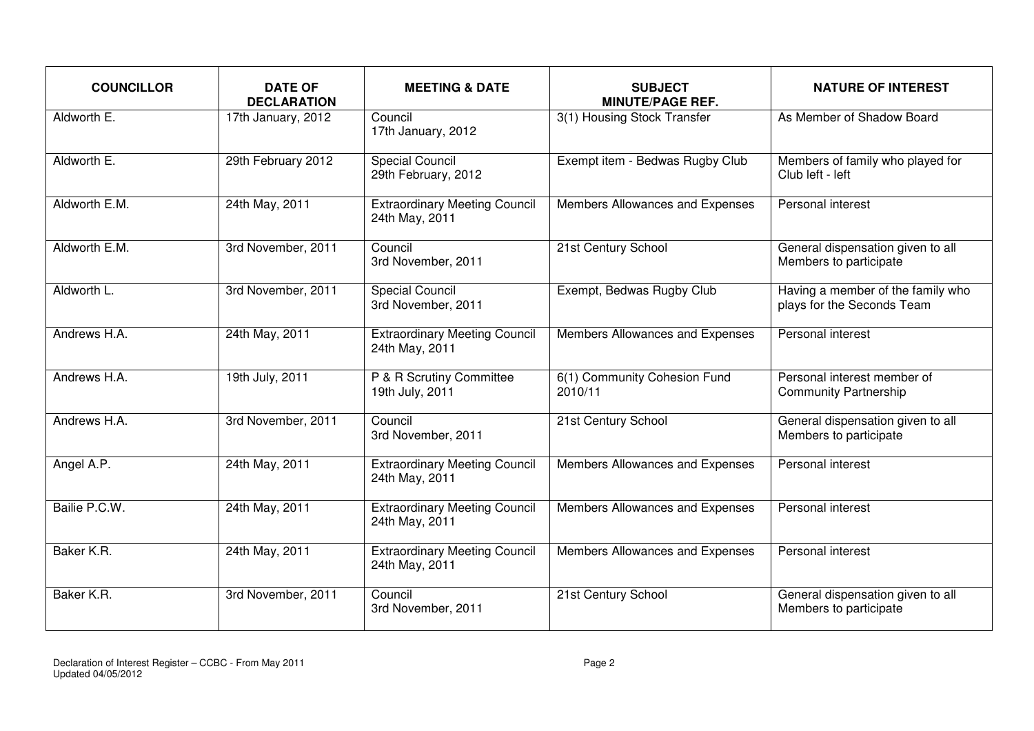| COUNCILLOR | DATE OF DECLARATION | MEETING & DATE | SUBJECT MINUTE/PAGE REF. | NATURE OF INTEREST |
|---|---|---|---|---|
| Aldworth E. | 17th January, 2012 | Council 17th January, 2012 | 3(1) Housing Stock Transfer | As Member of Shadow Board |
| Aldworth E. | 29th February 2012 | Special Council 29th February, 2012 | Exempt item - Bedwas Rugby Club | Members of family who played for Club left - left |
| Aldworth E.M. | 24th May, 2011 | Extraordinary Meeting Council 24th May, 2011 | Members Allowances and Expenses | Personal interest |
| Aldworth E.M. | 3rd November, 2011 | Council 3rd November, 2011 | 21st Century School | General dispensation given to all Members to participate |
| Aldworth L. | 3rd November, 2011 | Special Council 3rd November, 2011 | Exempt, Bedwas Rugby Club | Having a member of the family who plays for the Seconds Team |
| Andrews H.A. | 24th May, 2011 | Extraordinary Meeting Council 24th May, 2011 | Members Allowances and Expenses | Personal interest |
| Andrews H.A. | 19th July, 2011 | P & R Scrutiny Committee 19th July, 2011 | 6(1) Community Cohesion Fund 2010/11 | Personal interest member of Community Partnership |
| Andrews H.A. | 3rd November, 2011 | Council 3rd November, 2011 | 21st Century School | General dispensation given to all Members to participate |
| Angel A.P. | 24th May, 2011 | Extraordinary Meeting Council 24th May, 2011 | Members Allowances and Expenses | Personal interest |
| Bailie P.C.W. | 24th May, 2011 | Extraordinary Meeting Council 24th May, 2011 | Members Allowances and Expenses | Personal interest |
| Baker K.R. | 24th May, 2011 | Extraordinary Meeting Council 24th May, 2011 | Members Allowances and Expenses | Personal interest |
| Baker K.R. | 3rd November, 2011 | Council 3rd November, 2011 | 21st Century School | General dispensation given to all Members to participate |

Declaration of Interest Register – CCBC - From May 2011
Updated 04/05/2012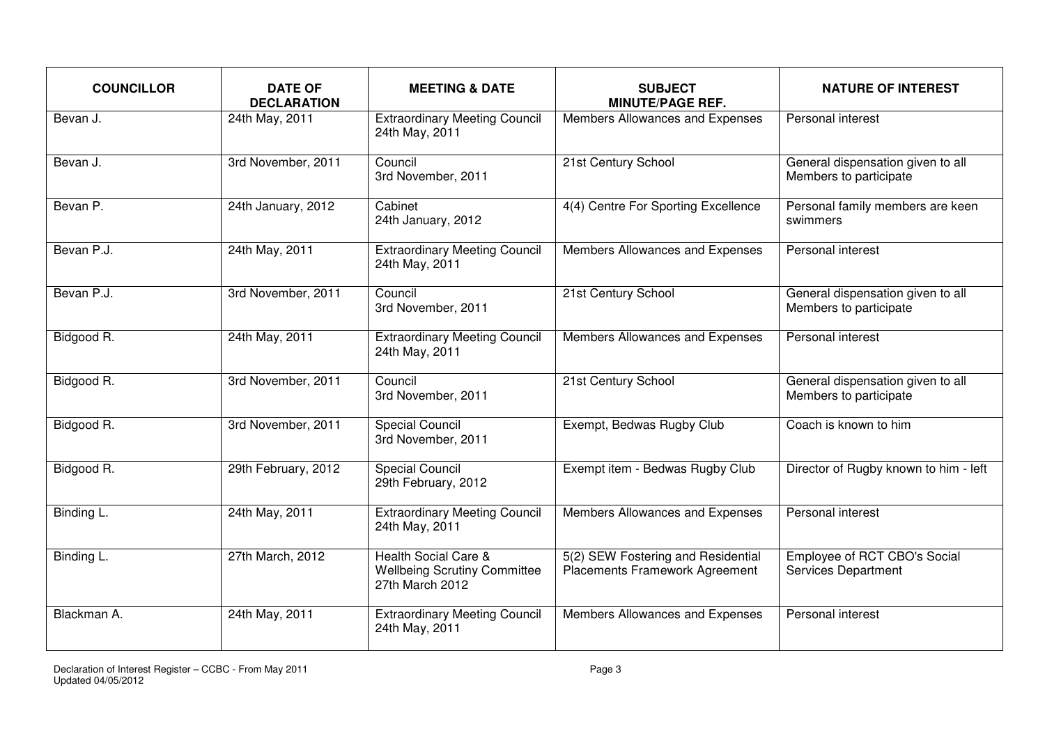| COUNCILLOR | DATE OF DECLARATION | MEETING & DATE | SUBJECT MINUTE/PAGE REF. | NATURE OF INTEREST |
|---|---|---|---|---|
| Bevan J. | 24th May, 2011 | Extraordinary Meeting Council 24th May, 2011 | Members Allowances and Expenses | Personal interest |
| Bevan J. | 3rd November, 2011 | Council 3rd November, 2011 | 21st Century School | General dispensation given to all Members to participate |
| Bevan P. | 24th January, 2012 | Cabinet 24th January, 2012 | 4(4) Centre For Sporting Excellence | Personal family members are keen swimmers |
| Bevan P.J. | 24th May, 2011 | Extraordinary Meeting Council 24th May, 2011 | Members Allowances and Expenses | Personal interest |
| Bevan P.J. | 3rd November, 2011 | Council 3rd November, 2011 | 21st Century School | General dispensation given to all Members to participate |
| Bidgood R. | 24th May, 2011 | Extraordinary Meeting Council 24th May, 2011 | Members Allowances and Expenses | Personal interest |
| Bidgood R. | 3rd November, 2011 | Council 3rd November, 2011 | 21st Century School | General dispensation given to all Members to participate |
| Bidgood R. | 3rd November, 2011 | Special Council 3rd November, 2011 | Exempt, Bedwas Rugby Club | Coach is known to him |
| Bidgood R. | 29th February, 2012 | Special Council 29th February, 2012 | Exempt item - Bedwas Rugby Club | Director of Rugby known to him - left |
| Binding L. | 24th May, 2011 | Extraordinary Meeting Council 24th May, 2011 | Members Allowances and Expenses | Personal interest |
| Binding L. | 27th March, 2012 | Health Social Care & Wellbeing Scrutiny Committee 27th March 2012 | 5(2) SEW Fostering and Residential Placements Framework Agreement | Employee of RCT CBO's Social Services Department |
| Blackman A. | 24th May, 2011 | Extraordinary Meeting Council 24th May, 2011 | Members Allowances and Expenses | Personal interest |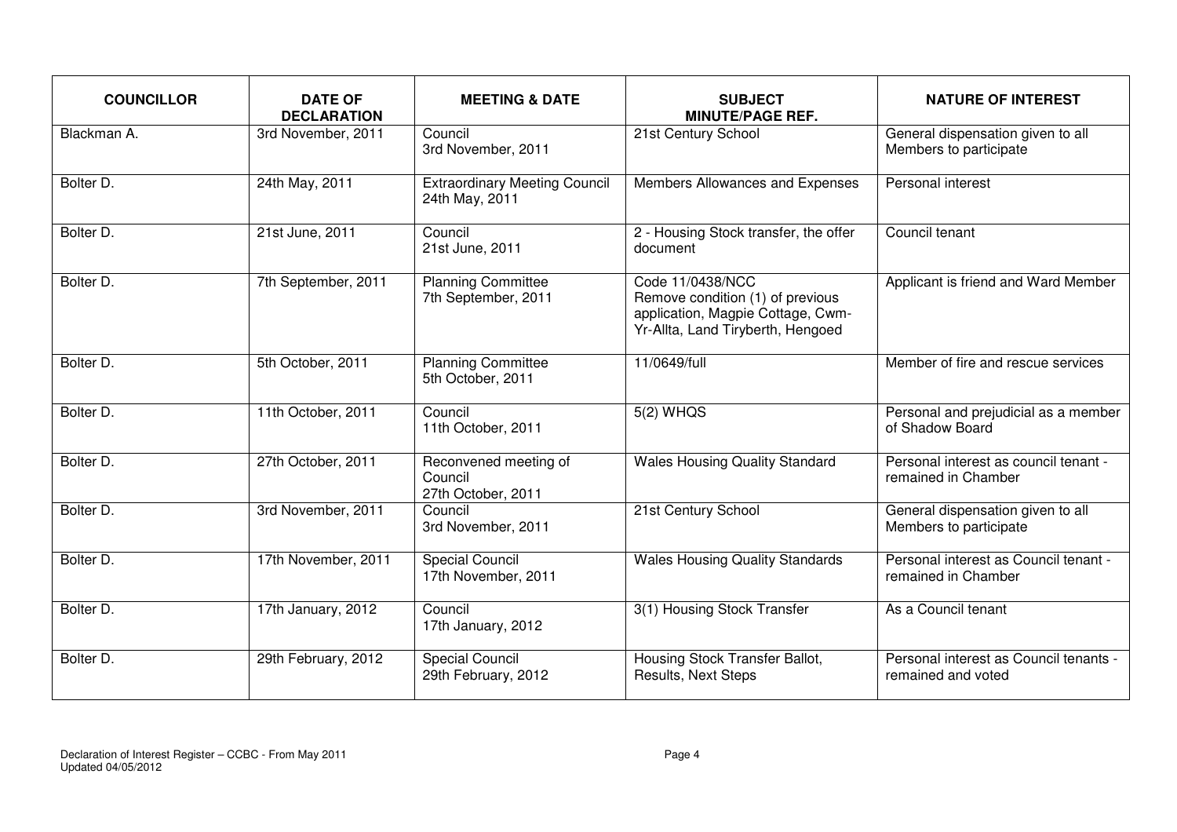| COUNCILLOR | DATE OF DECLARATION | MEETING & DATE | SUBJECT MINUTE/PAGE REF. | NATURE OF INTEREST |
|---|---|---|---|---|
| Blackman A. | 3rd November, 2011 | Council 3rd November, 2011 | 21st Century School | General dispensation given to all Members to participate |
| Bolter D. | 24th May, 2011 | Extraordinary Meeting Council 24th May, 2011 | Members Allowances and Expenses | Personal interest |
| Bolter D. | 21st June, 2011 | Council 21st June, 2011 | 2 - Housing Stock transfer, the offer document | Council tenant |
| Bolter D. | 7th September, 2011 | Planning Committee 7th September, 2011 | Code 11/0438/NCC Remove condition (1) of previous application, Magpie Cottage, Cwm-Yr-Allta, Land Tiryberth, Hengoed | Applicant is friend and Ward Member |
| Bolter D. | 5th October, 2011 | Planning Committee 5th October, 2011 | 11/0649/full | Member of fire and rescue services |
| Bolter D. | 11th October, 2011 | Council 11th October, 2011 | 5(2) WHQS | Personal and prejudicial as a member of Shadow Board |
| Bolter D. | 27th October, 2011 | Reconvened meeting of Council 27th October, 2011 | Wales Housing Quality Standard | Personal interest as council tenant - remained in Chamber |
| Bolter D. | 3rd November, 2011 | Council 3rd November, 2011 | 21st Century School | General dispensation given to all Members to participate |
| Bolter D. | 17th November, 2011 | Special Council 17th November, 2011 | Wales Housing Quality Standards | Personal interest as Council tenant - remained in Chamber |
| Bolter D. | 17th January, 2012 | Council 17th January, 2012 | 3(1) Housing Stock Transfer | As a Council tenant |
| Bolter D. | 29th February, 2012 | Special Council 29th February, 2012 | Housing Stock Transfer Ballot, Results, Next Steps | Personal interest as Council tenants - remained and voted |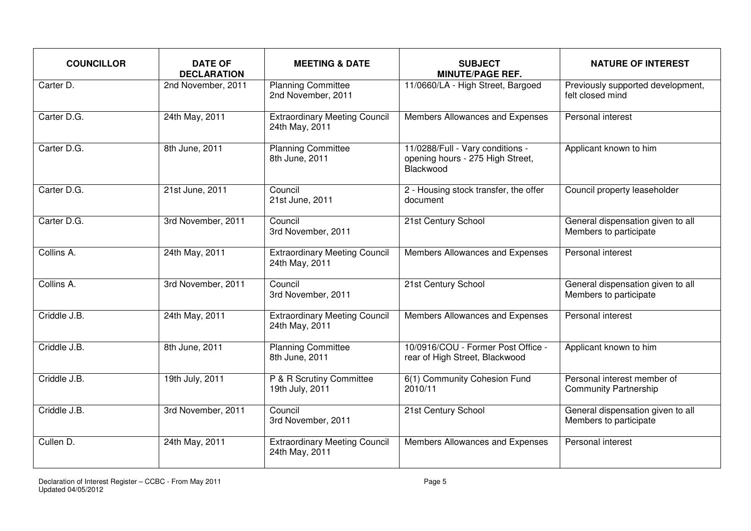| COUNCILLOR | DATE OF DECLARATION | MEETING & DATE | SUBJECT MINUTE/PAGE REF. | NATURE OF INTEREST |
|---|---|---|---|---|
| Carter D. | 2nd November, 2011 | Planning Committee 2nd November, 2011 | 11/0660/LA - High Street, Bargoed | Previously supported development, felt closed mind |
| Carter D.G. | 24th May, 2011 | Extraordinary Meeting Council 24th May, 2011 | Members Allowances and Expenses | Personal interest |
| Carter D.G. | 8th June, 2011 | Planning Committee 8th June, 2011 | 11/0288/Full - Vary conditions - opening hours - 275 High Street, Blackwood | Applicant known to him |
| Carter D.G. | 21st June, 2011 | Council 21st June, 2011 | 2 - Housing stock transfer, the offer document | Council property leaseholder |
| Carter D.G. | 3rd November, 2011 | Council 3rd November, 2011 | 21st Century School | General dispensation given to all Members to participate |
| Collins A. | 24th May, 2011 | Extraordinary Meeting Council 24th May, 2011 | Members Allowances and Expenses | Personal interest |
| Collins A. | 3rd November, 2011 | Council 3rd November, 2011 | 21st Century School | General dispensation given to all Members to participate |
| Criddle J.B. | 24th May, 2011 | Extraordinary Meeting Council 24th May, 2011 | Members Allowances and Expenses | Personal interest |
| Criddle J.B. | 8th June, 2011 | Planning Committee 8th June, 2011 | 10/0916/COU - Former Post Office - rear of High Street, Blackwood | Applicant known to him |
| Criddle J.B. | 19th July, 2011 | P & R Scrutiny Committee 19th July, 2011 | 6(1) Community Cohesion Fund 2010/11 | Personal interest member of Community Partnership |
| Criddle J.B. | 3rd November, 2011 | Council 3rd November, 2011 | 21st Century School | General dispensation given to all Members to participate |
| Cullen D. | 24th May, 2011 | Extraordinary Meeting Council 24th May, 2011 | Members Allowances and Expenses | Personal interest |

Declaration of Interest Register – CCBC - From May 2011
Updated 04/05/2012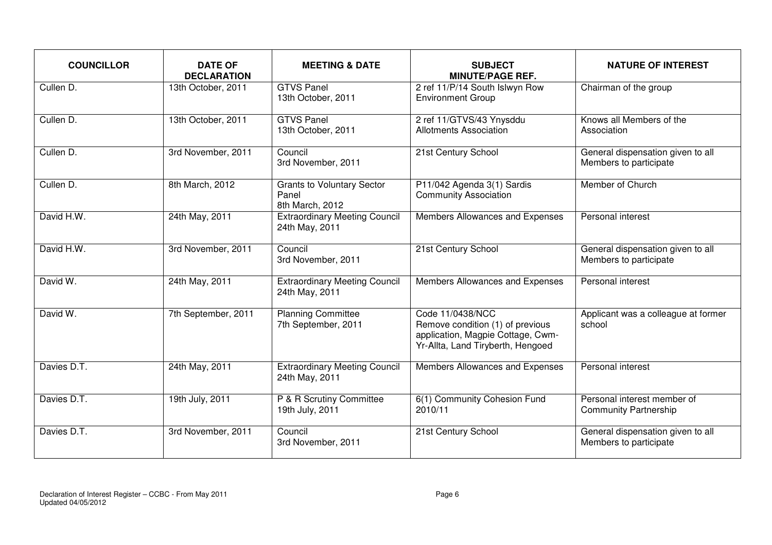| COUNCILLOR | DATE OF DECLARATION | MEETING & DATE | SUBJECT MINUTE/PAGE REF. | NATURE OF INTEREST |
|---|---|---|---|---|
| Cullen D. | 13th October, 2011 | GTVS Panel 13th October, 2011 | 2 ref 11/P/14 South Islwyn Row Environment Group | Chairman of the group |
| Cullen D. | 13th October, 2011 | GTVS Panel 13th October, 2011 | 2 ref 11/GTVS/43 Ynysddu Allotments Association | Knows all Members of the Association |
| Cullen D. | 3rd November, 2011 | Council 3rd November, 2011 | 21st Century School | General dispensation given to all Members to participate |
| Cullen D. | 8th March, 2012 | Grants to Voluntary Sector Panel 8th March, 2012 | P11/042 Agenda 3(1) Sardis Community Association | Member of Church |
| David H.W. | 24th May, 2011 | Extraordinary Meeting Council 24th May, 2011 | Members Allowances and Expenses | Personal interest |
| David H.W. | 3rd November, 2011 | Council 3rd November, 2011 | 21st Century School | General dispensation given to all Members to participate |
| David W. | 24th May, 2011 | Extraordinary Meeting Council 24th May, 2011 | Members Allowances and Expenses | Personal interest |
| David W. | 7th September, 2011 | Planning Committee 7th September, 2011 | Code 11/0438/NCC Remove condition (1) of previous application, Magpie Cottage, Cwm-Yr-Allta, Land Tiryberth, Hengoed | Applicant was a colleague at former school |
| Davies D.T. | 24th May, 2011 | Extraordinary Meeting Council 24th May, 2011 | Members Allowances and Expenses | Personal interest |
| Davies D.T. | 19th July, 2011 | P & R Scrutiny Committee 19th July, 2011 | 6(1) Community Cohesion Fund 2010/11 | Personal interest member of Community Partnership |
| Davies D.T. | 3rd November, 2011 | Council 3rd November, 2011 | 21st Century School | General dispensation given to all Members to participate |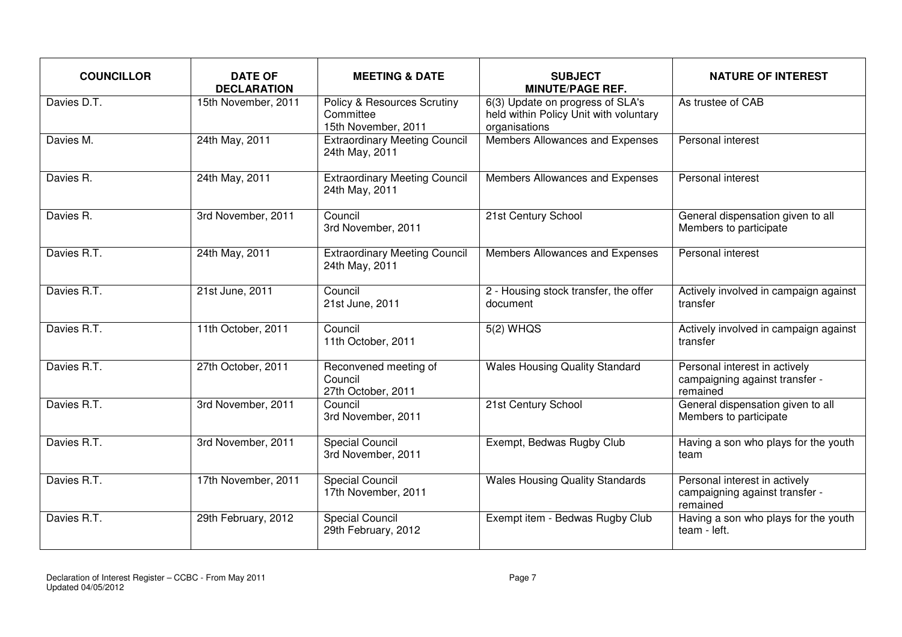| COUNCILLOR | DATE OF DECLARATION | MEETING & DATE | SUBJECT MINUTE/PAGE REF. | NATURE OF INTEREST |
|---|---|---|---|---|
| Davies D.T. | 15th November, 2011 | Policy & Resources Scrutiny Committee 15th November, 2011 | 6(3) Update on progress of SLA's held within Policy Unit with voluntary organisations | As trustee of CAB |
| Davies M. | 24th May, 2011 | Extraordinary Meeting Council 24th May, 2011 | Members Allowances and Expenses | Personal interest |
| Davies R. | 24th May, 2011 | Extraordinary Meeting Council 24th May, 2011 | Members Allowances and Expenses | Personal interest |
| Davies R. | 3rd November, 2011 | Council 3rd November, 2011 | 21st Century School | General dispensation given to all Members to participate |
| Davies R.T. | 24th May, 2011 | Extraordinary Meeting Council 24th May, 2011 | Members Allowances and Expenses | Personal interest |
| Davies R.T. | 21st June, 2011 | Council 21st June, 2011 | 2 - Housing stock transfer, the offer document | Actively involved in campaign against transfer |
| Davies R.T. | 11th October, 2011 | Council 11th October, 2011 | 5(2) WHQS | Actively involved in campaign against transfer |
| Davies R.T. | 27th October, 2011 | Reconvened meeting of Council 27th October, 2011 | Wales Housing Quality Standard | Personal interest in actively campaigning against transfer - remained |
| Davies R.T. | 3rd November, 2011 | Council 3rd November, 2011 | 21st Century School | General dispensation given to all Members to participate |
| Davies R.T. | 3rd November, 2011 | Special Council 3rd November, 2011 | Exempt, Bedwas Rugby Club | Having a son who plays for the youth team |
| Davies R.T. | 17th November, 2011 | Special Council 17th November, 2011 | Wales Housing Quality Standards | Personal interest in actively campaigning against transfer - remained |
| Davies R.T. | 29th February, 2012 | Special Council 29th February, 2012 | Exempt item - Bedwas Rugby Club | Having a son who plays for the youth team - left. |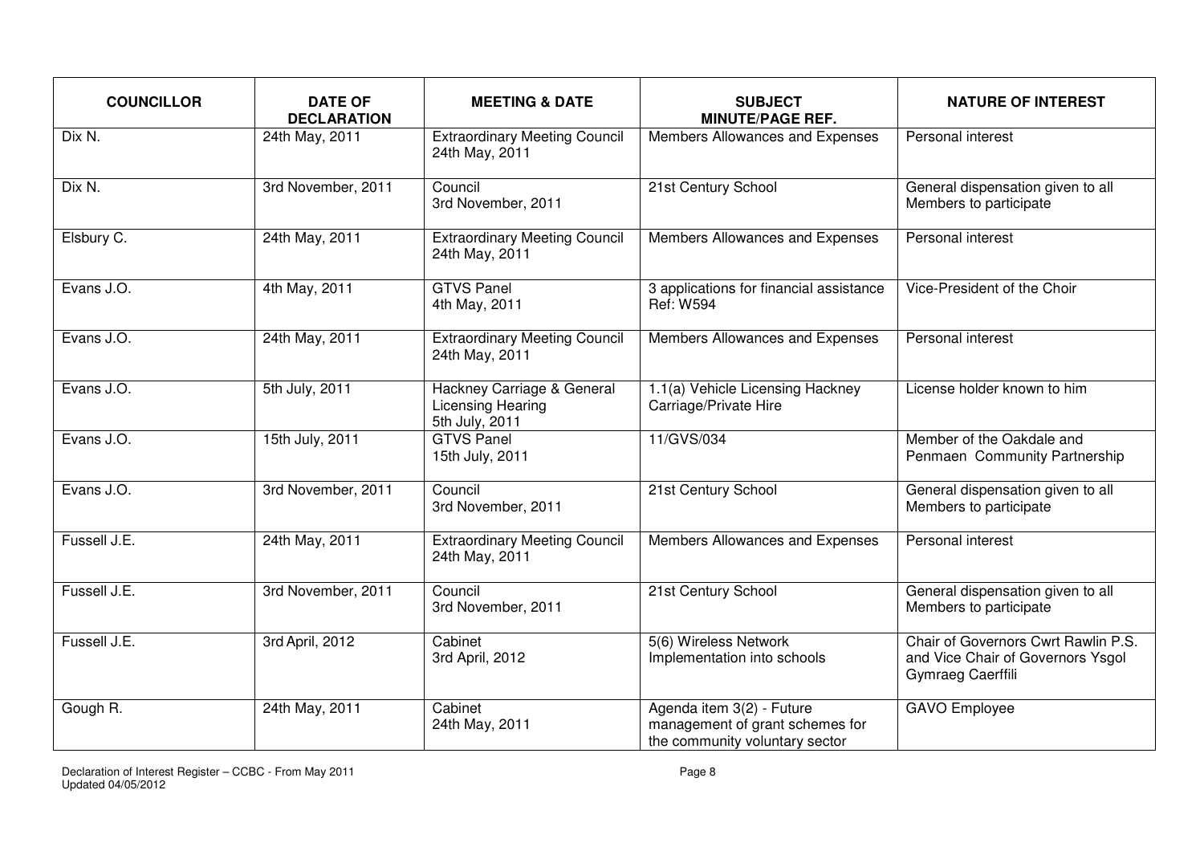| COUNCILLOR | DATE OF DECLARATION | MEETING & DATE | SUBJECT MINUTE/PAGE REF. | NATURE OF INTEREST |
|---|---|---|---|---|
| Dix N. | 24th May, 2011 | Extraordinary Meeting Council 24th May, 2011 | Members Allowances and Expenses | Personal interest |
| Dix N. | 3rd November, 2011 | Council 3rd November, 2011 | 21st Century School | General dispensation given to all Members to participate |
| Elsbury C. | 24th May, 2011 | Extraordinary Meeting Council 24th May, 2011 | Members Allowances and Expenses | Personal interest |
| Evans J.O. | 4th May, 2011 | GTVS Panel 4th May, 2011 | 3 applications for financial assistance Ref: W594 | Vice-President of the Choir |
| Evans J.O. | 24th May, 2011 | Extraordinary Meeting Council 24th May, 2011 | Members Allowances and Expenses | Personal interest |
| Evans J.O. | 5th July, 2011 | Hackney Carriage & General Licensing Hearing 5th July, 2011 | 1.1(a) Vehicle Licensing Hackney Carriage/Private Hire | License holder known to him |
| Evans J.O. | 15th July, 2011 | GTVS Panel 15th July, 2011 | 11/GVS/034 | Member of the Oakdale and Penmaen Community Partnership |
| Evans J.O. | 3rd November, 2011 | Council 3rd November, 2011 | 21st Century School | General dispensation given to all Members to participate |
| Fussell J.E. | 24th May, 2011 | Extraordinary Meeting Council 24th May, 2011 | Members Allowances and Expenses | Personal interest |
| Fussell J.E. | 3rd November, 2011 | Council 3rd November, 2011 | 21st Century School | General dispensation given to all Members to participate |
| Fussell J.E. | 3rd April, 2012 | Cabinet 3rd April, 2012 | 5(6) Wireless Network Implementation into schools | Chair of Governors Cwrt Rawlin P.S. and Vice Chair of Governors Ysgol Gymraeg Caerffili |
| Gough R. | 24th May, 2011 | Cabinet 24th May, 2011 | Agenda item 3(2) - Future management of grant schemes for the community voluntary sector | GAVO Employee |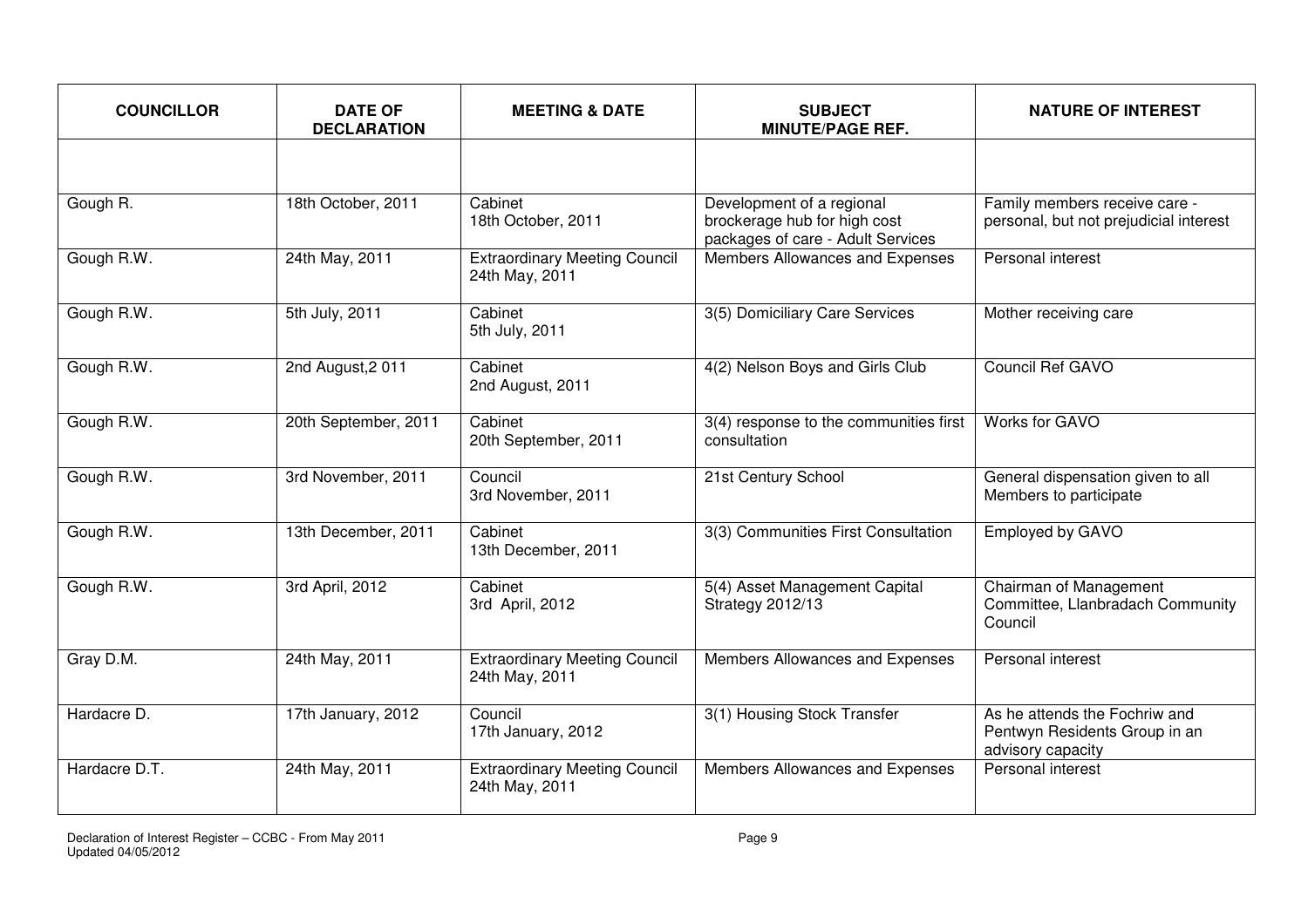| COUNCILLOR | DATE OF DECLARATION | MEETING & DATE | SUBJECT MINUTE/PAGE REF. | NATURE OF INTEREST |
|---|---|---|---|---|
| | | | | |
| Gough R. | 18th October, 2011 | Cabinet 18th October, 2011 | Development of a regional brockerage hub for high cost packages of care - Adult Services | Family members receive care - personal, but not prejudicial interest |
| Gough R.W. | 24th May, 2011 | Extraordinary Meeting Council 24th May, 2011 | Members Allowances and Expenses | Personal interest |
| Gough R.W. | 5th July, 2011 | Cabinet 5th July, 2011 | 3(5) Domiciliary Care Services | Mother receiving care |
| Gough R.W. | 2nd August,2 011 | Cabinet 2nd August, 2011 | 4(2) Nelson Boys and Girls Club | Council Ref GAVO |
| Gough R.W. | 20th September, 2011 | Cabinet 20th September, 2011 | 3(4) response to the communities first consultation | Works for GAVO |
| Gough R.W. | 3rd November, 2011 | Council 3rd November, 2011 | 21st Century School | General dispensation given to all Members to participate |
| Gough R.W. | 13th December, 2011 | Cabinet 13th December, 2011 | 3(3) Communities First Consultation | Employed by GAVO |
| Gough R.W. | 3rd April, 2012 | Cabinet 3rd April, 2012 | 5(4) Asset Management Capital Strategy 2012/13 | Chairman of Management Committee, Llanbradach Community Council |
| Gray D.M. | 24th May, 2011 | Extraordinary Meeting Council 24th May, 2011 | Members Allowances and Expenses | Personal interest |
| Hardacre D. | 17th January, 2012 | Council 17th January, 2012 | 3(1) Housing Stock Transfer | As he attends the Fochriw and Pentwyn Residents Group in an advisory capacity |
| Hardacre D.T. | 24th May, 2011 | Extraordinary Meeting Council 24th May, 2011 | Members Allowances and Expenses | Personal interest |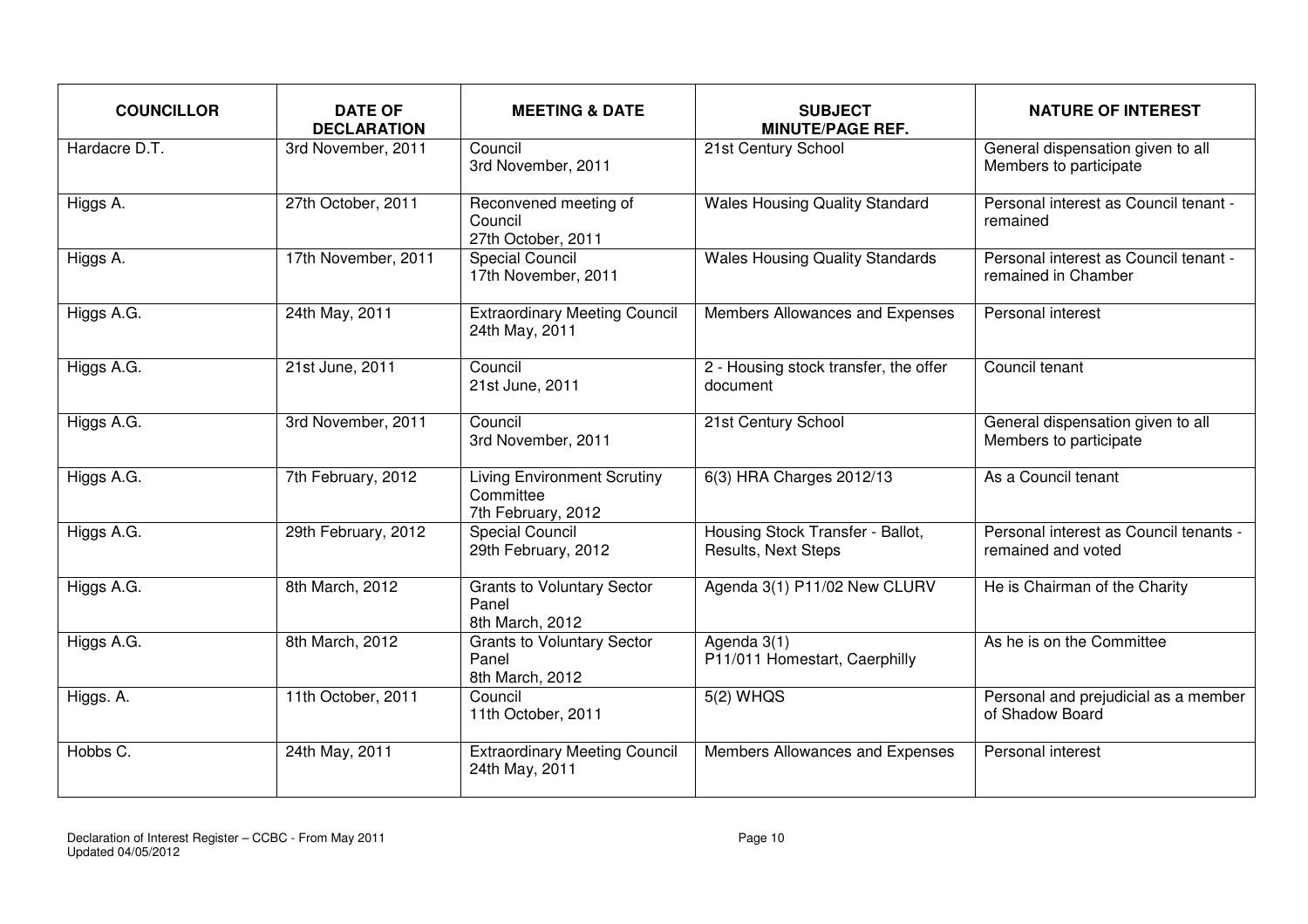| COUNCILLOR | DATE OF DECLARATION | MEETING & DATE | SUBJECT MINUTE/PAGE REF. | NATURE OF INTEREST |
|---|---|---|---|---|
| Hardacre D.T. | 3rd November, 2011 | Council 3rd November, 2011 | 21st Century School | General dispensation given to all Members to participate |
| Higgs A. | 27th October, 2011 | Reconvened meeting of Council 27th October, 2011 | Wales Housing Quality Standard | Personal interest as Council tenant - remained |
| Higgs A. | 17th November, 2011 | Special Council 17th November, 2011 | Wales Housing Quality Standards | Personal interest as Council tenant - remained in Chamber |
| Higgs A.G. | 24th May, 2011 | Extraordinary Meeting Council 24th May, 2011 | Members Allowances and Expenses | Personal interest |
| Higgs A.G. | 21st June, 2011 | Council 21st June, 2011 | 2 - Housing stock transfer, the offer document | Council tenant |
| Higgs A.G. | 3rd November, 2011 | Council 3rd November, 2011 | 21st Century School | General dispensation given to all Members to participate |
| Higgs A.G. | 7th February, 2012 | Living Environment Scrutiny Committee 7th February, 2012 | 6(3) HRA Charges 2012/13 | As a Council tenant |
| Higgs A.G. | 29th February, 2012 | Special Council 29th February, 2012 | Housing Stock Transfer - Ballot, Results, Next Steps | Personal interest as Council tenants - remained and voted |
| Higgs A.G. | 8th March, 2012 | Grants to Voluntary Sector Panel 8th March, 2012 | Agenda 3(1) P11/02 New CLURV | He is Chairman of the Charity |
| Higgs A.G. | 8th March, 2012 | Grants to Voluntary Sector Panel 8th March, 2012 | Agenda 3(1) P11/011 Homestart, Caerphilly | As he is on the Committee |
| Higgs. A. | 11th October, 2011 | Council 11th October, 2011 | 5(2) WHQS | Personal and prejudicial as a member of Shadow Board |
| Hobbs C. | 24th May, 2011 | Extraordinary Meeting Council 24th May, 2011 | Members Allowances and Expenses | Personal interest |

Declaration of Interest Register – CCBC - From May 2011
Updated 04/05/2012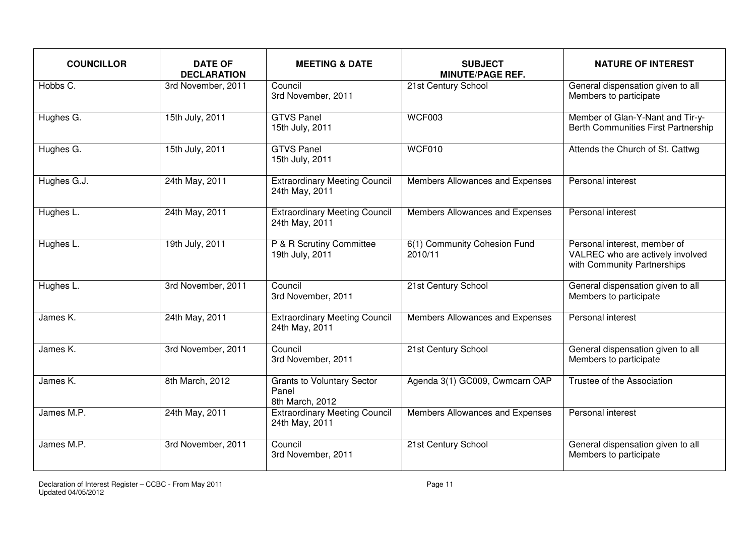| COUNCILLOR | DATE OF DECLARATION | MEETING & DATE | SUBJECT MINUTE/PAGE REF. | NATURE OF INTEREST |
|---|---|---|---|---|
| Hobbs C. | 3rd November, 2011 | Council 3rd November, 2011 | 21st Century School | General dispensation given to all Members to participate |
| Hughes G. | 15th July, 2011 | GTVS Panel 15th July, 2011 | WCF003 | Member of Glan-Y-Nant and Tir-y-Berth Communities First Partnership |
| Hughes G. | 15th July, 2011 | GTVS Panel 15th July, 2011 | WCF010 | Attends the Church of St. Cattwg |
| Hughes G.J. | 24th May, 2011 | Extraordinary Meeting Council 24th May, 2011 | Members Allowances and Expenses | Personal interest |
| Hughes L. | 24th May, 2011 | Extraordinary Meeting Council 24th May, 2011 | Members Allowances and Expenses | Personal interest |
| Hughes L. | 19th July, 2011 | P & R Scrutiny Committee 19th July, 2011 | 6(1) Community Cohesion Fund 2010/11 | Personal interest, member of VALREC who are actively involved with Community Partnerships |
| Hughes L. | 3rd November, 2011 | Council 3rd November, 2011 | 21st Century School | General dispensation given to all Members to participate |
| James K. | 24th May, 2011 | Extraordinary Meeting Council 24th May, 2011 | Members Allowances and Expenses | Personal interest |
| James K. | 3rd November, 2011 | Council 3rd November, 2011 | 21st Century School | General dispensation given to all Members to participate |
| James K. | 8th March, 2012 | Grants to Voluntary Sector Panel 8th March, 2012 | Agenda 3(1) GC009, Cwmcarn OAP | Trustee of the Association |
| James M.P. | 24th May, 2011 | Extraordinary Meeting Council 24th May, 2011 | Members Allowances and Expenses | Personal interest |
| James M.P. | 3rd November, 2011 | Council 3rd November, 2011 | 21st Century School | General dispensation given to all Members to participate |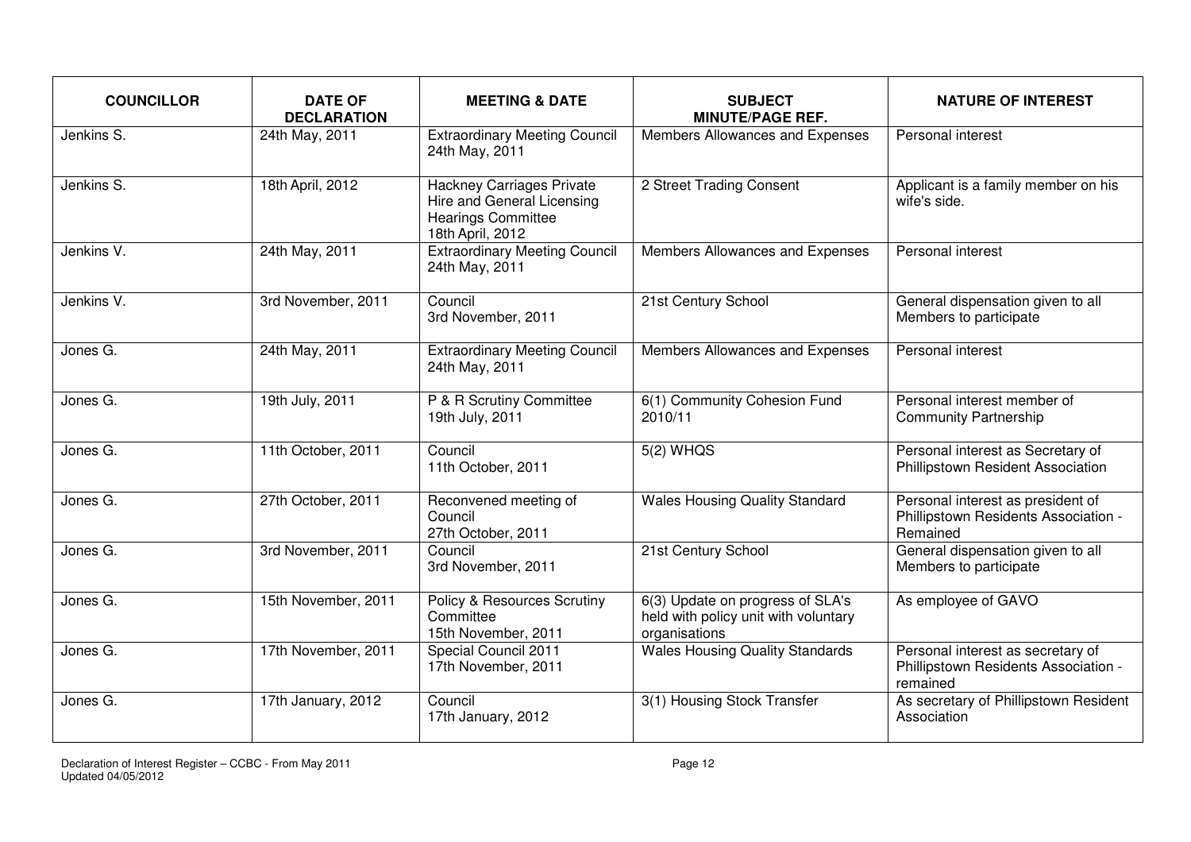| COUNCILLOR | DATE OF DECLARATION | MEETING & DATE | SUBJECT MINUTE/PAGE REF. | NATURE OF INTEREST |
|---|---|---|---|---|
| Jenkins S. | 24th May, 2011 | Extraordinary Meeting Council 24th May, 2011 | Members Allowances and Expenses | Personal interest |
| Jenkins S. | 18th April, 2012 | Hackney Carriages Private Hire and General Licensing Hearings Committee 18th April, 2012 | 2 Street Trading Consent | Applicant is a family member on his wife's side. |
| Jenkins V. | 24th May, 2011 | Extraordinary Meeting Council 24th May, 2011 | Members Allowances and Expenses | Personal interest |
| Jenkins V. | 3rd November, 2011 | Council 3rd November, 2011 | 21st Century School | General dispensation given to all Members to participate |
| Jones G. | 24th May, 2011 | Extraordinary Meeting Council 24th May, 2011 | Members Allowances and Expenses | Personal interest |
| Jones G. | 19th July, 2011 | P & R Scrutiny Committee 19th July, 2011 | 6(1) Community Cohesion Fund 2010/11 | Personal interest member of Community Partnership |
| Jones G. | 11th October, 2011 | Council 11th October, 2011 | 5(2) WHQS | Personal interest as Secretary of Phillipstown Resident Association |
| Jones G. | 27th October, 2011 | Reconvened meeting of Council 27th October, 2011 | Wales Housing Quality Standard | Personal interest as president of Phillipstown Residents Association - Remained |
| Jones G. | 3rd November, 2011 | Council 3rd November, 2011 | 21st Century School | General dispensation given to all Members to participate |
| Jones G. | 15th November, 2011 | Policy & Resources Scrutiny Committee 15th November, 2011 | 6(3) Update on progress of SLA's held with policy unit with voluntary organisations | As employee of GAVO |
| Jones G. | 17th November, 2011 | Special Council 2011 17th November, 2011 | Wales Housing Quality Standards | Personal interest as secretary of Phillipstown Residents Association - remained |
| Jones G. | 17th January, 2012 | Council 17th January, 2012 | 3(1) Housing Stock Transfer | As secretary of Phillipstown Resident Association |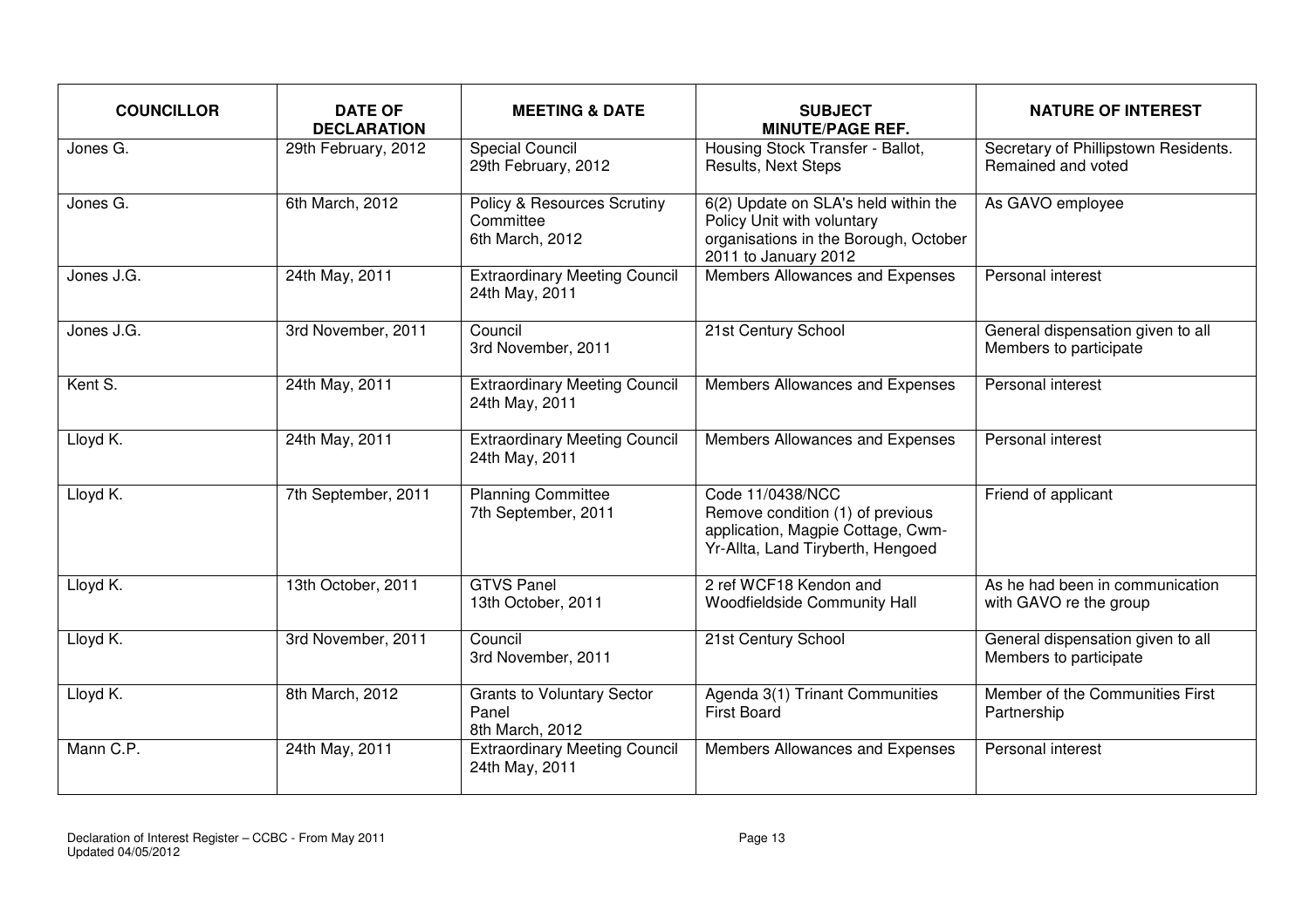| COUNCILLOR | DATE OF DECLARATION | MEETING & DATE | SUBJECT MINUTE/PAGE REF. | NATURE OF INTEREST |
|---|---|---|---|---|
| Jones G. | 29th February, 2012 | Special Council 29th February, 2012 | Housing Stock Transfer - Ballot, Results, Next Steps | Secretary of Phillipstown Residents. Remained and voted |
| Jones G. | 6th March, 2012 | Policy & Resources Scrutiny Committee 6th March, 2012 | 6(2) Update on SLA's held within the Policy Unit with voluntary organisations in the Borough, October 2011 to January 2012 | As GAVO employee |
| Jones J.G. | 24th May, 2011 | Extraordinary Meeting Council 24th May, 2011 | Members Allowances and Expenses | Personal interest |
| Jones J.G. | 3rd November, 2011 | Council 3rd November, 2011 | 21st Century School | General dispensation given to all Members to participate |
| Kent S. | 24th May, 2011 | Extraordinary Meeting Council 24th May, 2011 | Members Allowances and Expenses | Personal interest |
| Lloyd K. | 24th May, 2011 | Extraordinary Meeting Council 24th May, 2011 | Members Allowances and Expenses | Personal interest |
| Lloyd K. | 7th September, 2011 | Planning Committee 7th September, 2011 | Code 11/0438/NCC Remove condition (1) of previous application, Magpie Cottage, Cwm-Yr-Allta, Land Tiryberth, Hengoed | Friend of applicant |
| Lloyd K. | 13th October, 2011 | GTVS Panel 13th October, 2011 | 2 ref WCF18 Kendon and Woodfieldside Community Hall | As he had been in communication with GAVO re the group |
| Lloyd K. | 3rd November, 2011 | Council 3rd November, 2011 | 21st Century School | General dispensation given to all Members to participate |
| Lloyd K. | 8th March, 2012 | Grants to Voluntary Sector Panel 8th March, 2012 | Agenda 3(1) Trinant Communities First Board | Member of the Communities First Partnership |
| Mann C.P. | 24th May, 2011 | Extraordinary Meeting Council 24th May, 2011 | Members Allowances and Expenses | Personal interest |

Declaration of Interest Register – CCBC - From May 2011
Updated 04/05/2012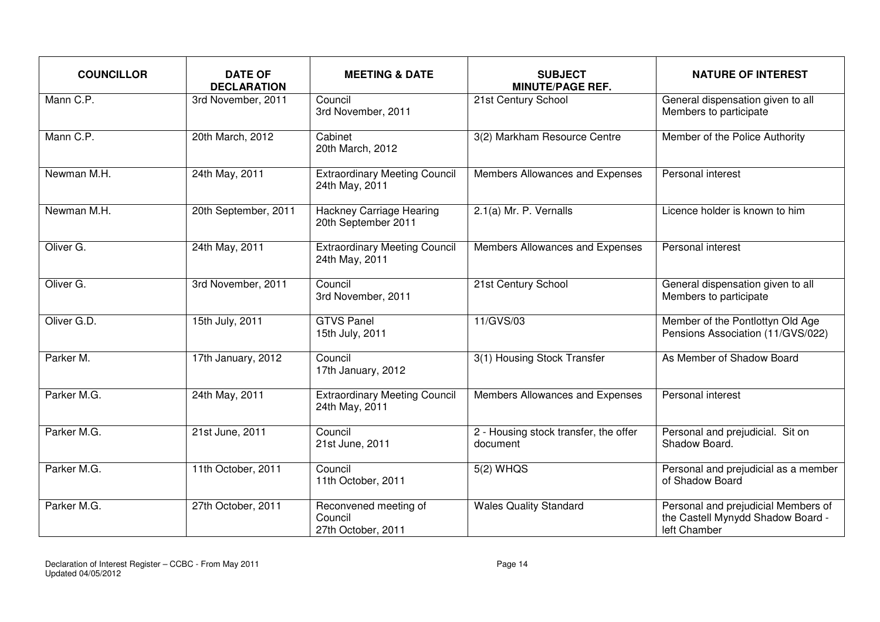| COUNCILLOR | DATE OF DECLARATION | MEETING & DATE | SUBJECT MINUTE/PAGE REF. | NATURE OF INTEREST |
|---|---|---|---|---|
| Mann C.P. | 3rd November, 2011 | Council 3rd November, 2011 | 21st Century School | General dispensation given to all Members to participate |
| Mann C.P. | 20th March, 2012 | Cabinet 20th March, 2012 | 3(2) Markham Resource Centre | Member of the Police Authority |
| Newman M.H. | 24th May, 2011 | Extraordinary Meeting Council 24th May, 2011 | Members Allowances and Expenses | Personal interest |
| Newman M.H. | 20th September, 2011 | Hackney Carriage Hearing 20th September 2011 | 2.1(a) Mr. P. Vernalls | Licence holder is known to him |
| Oliver G. | 24th May, 2011 | Extraordinary Meeting Council 24th May, 2011 | Members Allowances and Expenses | Personal interest |
| Oliver G. | 3rd November, 2011 | Council 3rd November, 2011 | 21st Century School | General dispensation given to all Members to participate |
| Oliver G.D. | 15th July, 2011 | GTVS Panel 15th July, 2011 | 11/GVS/03 | Member of the Pontlottyn Old Age Pensions Association (11/GVS/022) |
| Parker M. | 17th January, 2012 | Council 17th January, 2012 | 3(1) Housing Stock Transfer | As Member of Shadow Board |
| Parker M.G. | 24th May, 2011 | Extraordinary Meeting Council 24th May, 2011 | Members Allowances and Expenses | Personal interest |
| Parker M.G. | 21st June, 2011 | Council 21st June, 2011 | 2 - Housing stock transfer, the offer document | Personal and prejudicial. Sit on Shadow Board. |
| Parker M.G. | 11th October, 2011 | Council 11th October, 2011 | 5(2) WHQS | Personal and prejudicial as a member of Shadow Board |
| Parker M.G. | 27th October, 2011 | Reconvened meeting of Council 27th October, 2011 | Wales Quality Standard | Personal and prejudicial Members of the Castell Mynydd Shadow Board - left Chamber |

Declaration of Interest Register – CCBC - From May 2011
Updated 04/05/2012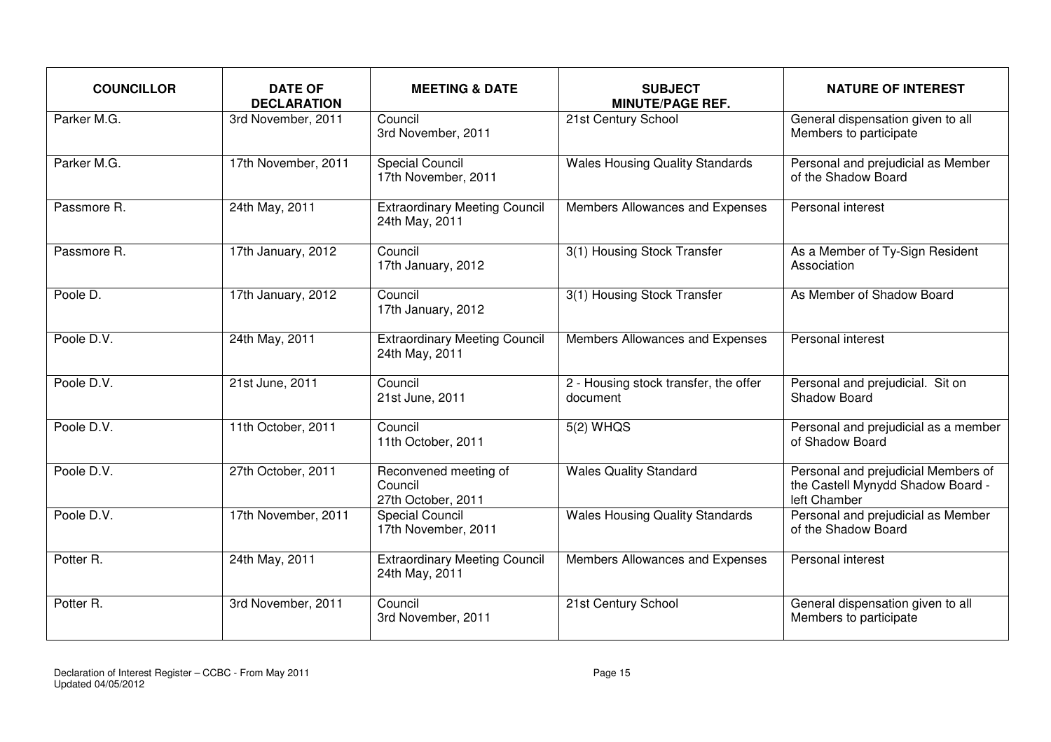| COUNCILLOR | DATE OF DECLARATION | MEETING & DATE | SUBJECT MINUTE/PAGE REF. | NATURE OF INTEREST |
|---|---|---|---|---|
| Parker M.G. | 3rd November, 2011 | Council 3rd November, 2011 | 21st Century School | General dispensation given to all Members to participate |
| Parker M.G. | 17th November, 2011 | Special Council 17th November, 2011 | Wales Housing Quality Standards | Personal and prejudicial as Member of the Shadow Board |
| Passmore R. | 24th May, 2011 | Extraordinary Meeting Council 24th May, 2011 | Members Allowances and Expenses | Personal interest |
| Passmore R. | 17th January, 2012 | Council 17th January, 2012 | 3(1) Housing Stock Transfer | As a Member of Ty-Sign Resident Association |
| Poole D. | 17th January, 2012 | Council 17th January, 2012 | 3(1) Housing Stock Transfer | As Member of Shadow Board |
| Poole D.V. | 24th May, 2011 | Extraordinary Meeting Council 24th May, 2011 | Members Allowances and Expenses | Personal interest |
| Poole D.V. | 21st June, 2011 | Council 21st June, 2011 | 2 - Housing stock transfer, the offer document | Personal and prejudicial. Sit on Shadow Board |
| Poole D.V. | 11th October, 2011 | Council 11th October, 2011 | 5(2) WHQS | Personal and prejudicial as a member of Shadow Board |
| Poole D.V. | 27th October, 2011 | Reconvened meeting of Council 27th October, 2011 | Wales Quality Standard | Personal and prejudicial Members of the Castell Mynydd Shadow Board - left Chamber |
| Poole D.V. | 17th November, 2011 | Special Council 17th November, 2011 | Wales Housing Quality Standards | Personal and prejudicial as Member of the Shadow Board |
| Potter R. | 24th May, 2011 | Extraordinary Meeting Council 24th May, 2011 | Members Allowances and Expenses | Personal interest |
| Potter R. | 3rd November, 2011 | Council 3rd November, 2011 | 21st Century School | General dispensation given to all Members to participate |

Declaration of Interest Register – CCBC - From May 2011
Updated 04/05/2012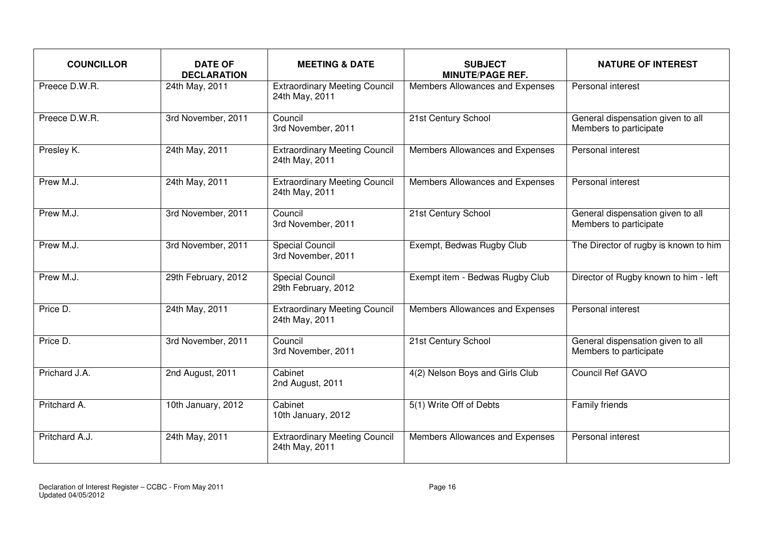| COUNCILLOR | DATE OF DECLARATION | MEETING & DATE | SUBJECT MINUTE/PAGE REF. | NATURE OF INTEREST |
|---|---|---|---|---|
| Preece D.W.R. | 24th May, 2011 | Extraordinary Meeting Council 24th May, 2011 | Members Allowances and Expenses | Personal interest |
| Preece D.W.R. | 3rd November, 2011 | Council 3rd November, 2011 | 21st Century School | General dispensation given to all Members to participate |
| Presley K. | 24th May, 2011 | Extraordinary Meeting Council 24th May, 2011 | Members Allowances and Expenses | Personal interest |
| Prew M.J. | 24th May, 2011 | Extraordinary Meeting Council 24th May, 2011 | Members Allowances and Expenses | Personal interest |
| Prew M.J. | 3rd November, 2011 | Council 3rd November, 2011 | 21st Century School | General dispensation given to all Members to participate |
| Prew M.J. | 3rd November, 2011 | Special Council 3rd November, 2011 | Exempt, Bedwas Rugby Club | The Director of rugby is known to him |
| Prew M.J. | 29th February, 2012 | Special Council 29th February, 2012 | Exempt item - Bedwas Rugby Club | Director of Rugby known to him - left |
| Price D. | 24th May, 2011 | Extraordinary Meeting Council 24th May, 2011 | Members Allowances and Expenses | Personal interest |
| Price D. | 3rd November, 2011 | Council 3rd November, 2011 | 21st Century School | General dispensation given to all Members to participate |
| Prichard J.A. | 2nd August, 2011 | Cabinet 2nd August, 2011 | 4(2) Nelson Boys and Girls Club | Council Ref GAVO |
| Pritchard A. | 10th January, 2012 | Cabinet 10th January, 2012 | 5(1) Write Off of Debts | Family friends |
| Pritchard A.J. | 24th May, 2011 | Extraordinary Meeting Council 24th May, 2011 | Members Allowances and Expenses | Personal interest |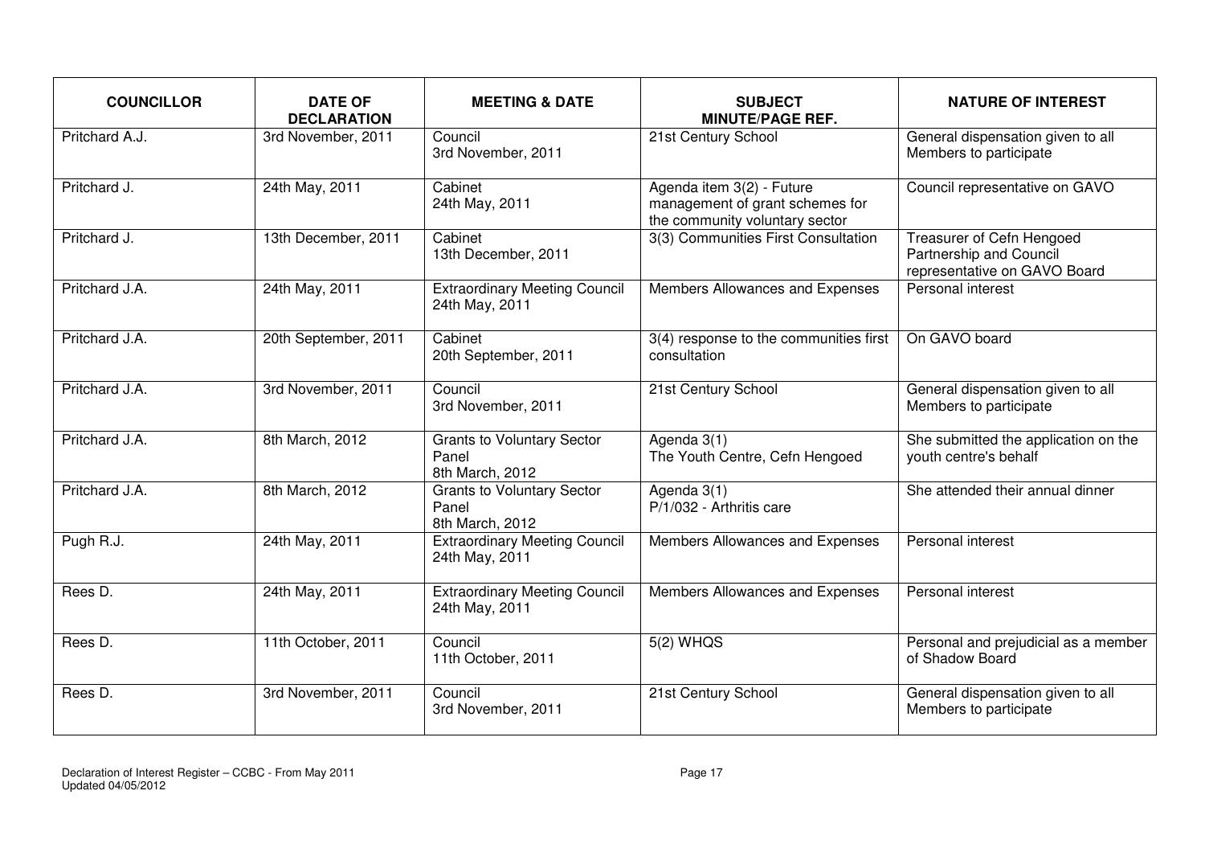| COUNCILLOR | DATE OF DECLARATION | MEETING & DATE | SUBJECT MINUTE/PAGE REF. | NATURE OF INTEREST |
|---|---|---|---|---|
| Pritchard A.J. | 3rd November, 2011 | Council 3rd November, 2011 | 21st Century School | General dispensation given to all Members to participate |
| Pritchard J. | 24th May, 2011 | Cabinet 24th May, 2011 | Agenda item 3(2) - Future management of grant schemes for the community voluntary sector | Council representative on GAVO |
| Pritchard J. | 13th December, 2011 | Cabinet 13th December, 2011 | 3(3) Communities First Consultation | Treasurer of Cefn Hengoed Partnership and Council representative on GAVO Board |
| Pritchard J.A. | 24th May, 2011 | Extraordinary Meeting Council 24th May, 2011 | Members Allowances and Expenses | Personal interest |
| Pritchard J.A. | 20th September, 2011 | Cabinet 20th September, 2011 | 3(4) response to the communities first consultation | On GAVO board |
| Pritchard J.A. | 3rd November, 2011 | Council 3rd November, 2011 | 21st Century School | General dispensation given to all Members to participate |
| Pritchard J.A. | 8th March, 2012 | Grants to Voluntary Sector Panel 8th March, 2012 | Agenda 3(1) The Youth Centre, Cefn Hengoed | She submitted the application on the youth centre's behalf |
| Pritchard J.A. | 8th March, 2012 | Grants to Voluntary Sector Panel 8th March, 2012 | Agenda 3(1) P/1/032 - Arthritis care | She attended their annual dinner |
| Pugh R.J. | 24th May, 2011 | Extraordinary Meeting Council 24th May, 2011 | Members Allowances and Expenses | Personal interest |
| Rees D. | 24th May, 2011 | Extraordinary Meeting Council 24th May, 2011 | Members Allowances and Expenses | Personal interest |
| Rees D. | 11th October, 2011 | Council 11th October, 2011 | 5(2) WHQS | Personal and prejudicial as a member of Shadow Board |
| Rees D. | 3rd November, 2011 | Council 3rd November, 2011 | 21st Century School | General dispensation given to all Members to participate |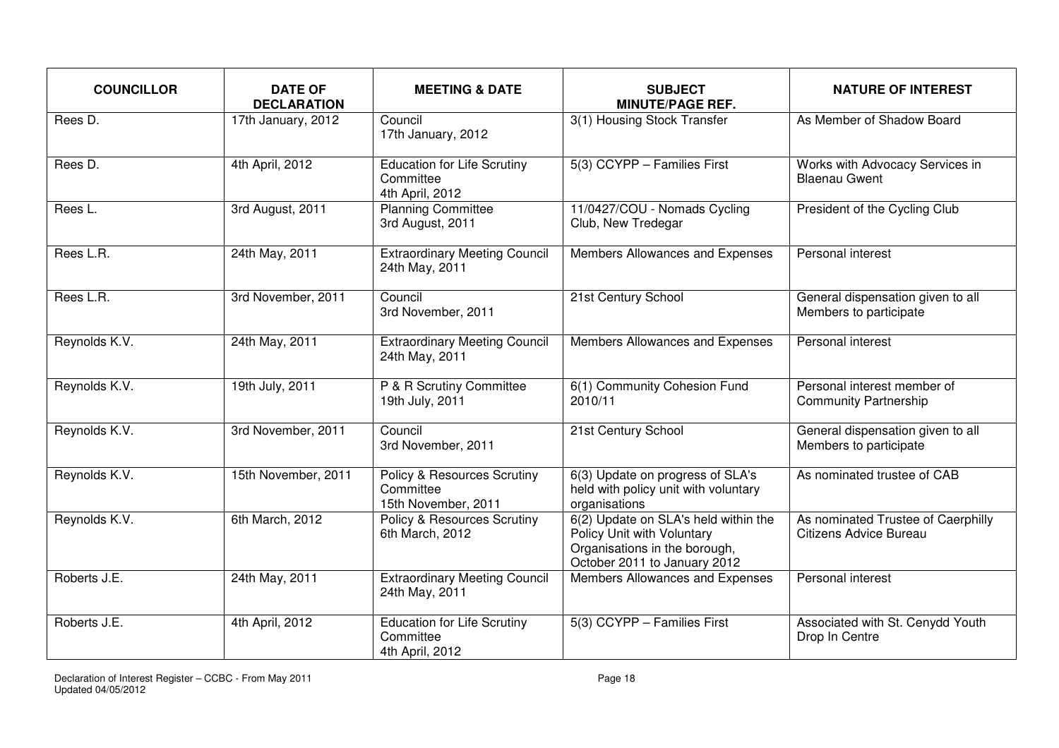| COUNCILLOR | DATE OF DECLARATION | MEETING & DATE | SUBJECT MINUTE/PAGE REF. | NATURE OF INTEREST |
|---|---|---|---|---|
| Rees D. | 17th January, 2012 | Council 17th January, 2012 | 3(1) Housing Stock Transfer | As Member of Shadow Board |
| Rees D. | 4th April, 2012 | Education for Life Scrutiny Committee 4th April, 2012 | 5(3) CCYPP – Families First | Works with Advocacy Services in Blaenau Gwent |
| Rees L. | 3rd August, 2011 | Planning Committee 3rd August, 2011 | 11/0427/COU - Nomads Cycling Club, New Tredegar | President of the Cycling Club |
| Rees L.R. | 24th May, 2011 | Extraordinary Meeting Council 24th May, 2011 | Members Allowances and Expenses | Personal interest |
| Rees L.R. | 3rd November, 2011 | Council 3rd November, 2011 | 21st Century School | General dispensation given to all Members to participate |
| Reynolds K.V. | 24th May, 2011 | Extraordinary Meeting Council 24th May, 2011 | Members Allowances and Expenses | Personal interest |
| Reynolds K.V. | 19th July, 2011 | P & R Scrutiny Committee 19th July, 2011 | 6(1) Community Cohesion Fund 2010/11 | Personal interest member of Community Partnership |
| Reynolds K.V. | 3rd November, 2011 | Council 3rd November, 2011 | 21st Century School | General dispensation given to all Members to participate |
| Reynolds K.V. | 15th November, 2011 | Policy & Resources Scrutiny Committee 15th November, 2011 | 6(3) Update on progress of SLA's held with policy unit with voluntary organisations | As nominated trustee of CAB |
| Reynolds K.V. | 6th March, 2012 | Policy & Resources Scrutiny 6th March, 2012 | 6(2) Update on SLA's held within the Policy Unit with Voluntary Organisations in the borough, October 2011 to January 2012 | As nominated Trustee of Caerphilly Citizens Advice Bureau |
| Roberts J.E. | 24th May, 2011 | Extraordinary Meeting Council 24th May, 2011 | Members Allowances and Expenses | Personal interest |
| Roberts J.E. | 4th April, 2012 | Education for Life Scrutiny Committee 4th April, 2012 | 5(3) CCYPP – Families First | Associated with St. Cenydd Youth Drop In Centre |

Declaration of Interest Register – CCBC - From May 2011
Updated 04/05/2012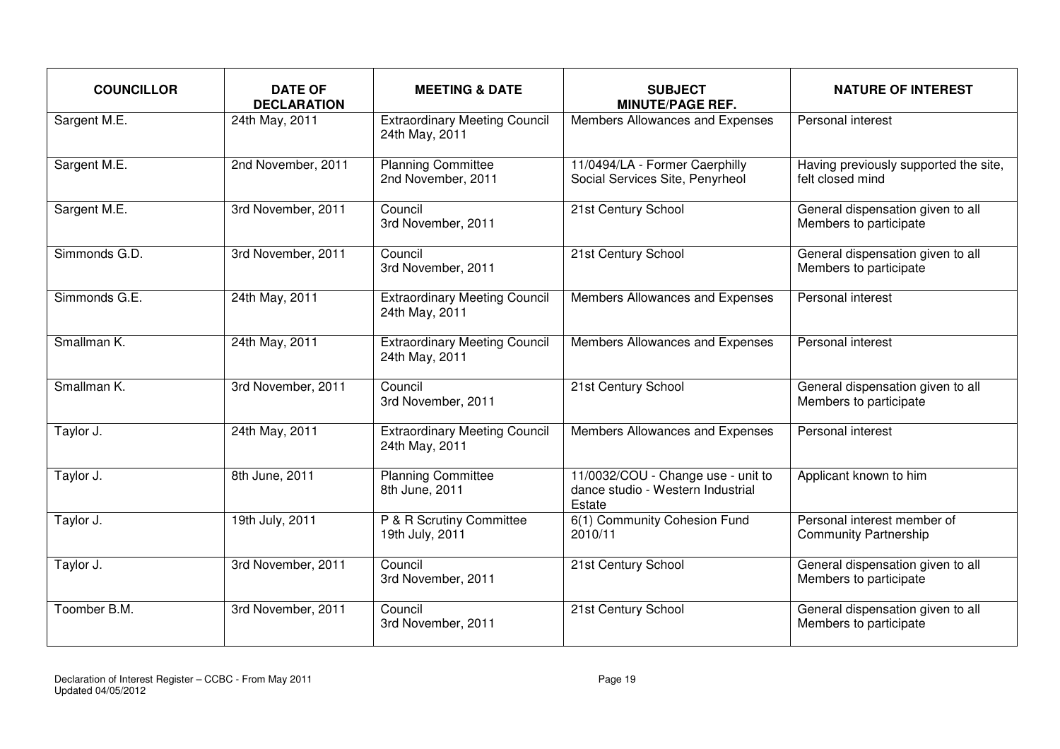| COUNCILLOR | DATE OF DECLARATION | MEETING & DATE | SUBJECT MINUTE/PAGE REF. | NATURE OF INTEREST |
|---|---|---|---|---|
| Sargent M.E. | 24th May, 2011 | Extraordinary Meeting Council 24th May, 2011 | Members Allowances and Expenses | Personal interest |
| Sargent M.E. | 2nd November, 2011 | Planning Committee 2nd November, 2011 | 11/0494/LA - Former Caerphilly Social Services Site, Penyrheol | Having previously supported the site, felt closed mind |
| Sargent M.E. | 3rd November, 2011 | Council 3rd November, 2011 | 21st Century School | General dispensation given to all Members to participate |
| Simmonds G.D. | 3rd November, 2011 | Council 3rd November, 2011 | 21st Century School | General dispensation given to all Members to participate |
| Simmonds G.E. | 24th May, 2011 | Extraordinary Meeting Council 24th May, 2011 | Members Allowances and Expenses | Personal interest |
| Smallman K. | 24th May, 2011 | Extraordinary Meeting Council 24th May, 2011 | Members Allowances and Expenses | Personal interest |
| Smallman K. | 3rd November, 2011 | Council 3rd November, 2011 | 21st Century School | General dispensation given to all Members to participate |
| Taylor J. | 24th May, 2011 | Extraordinary Meeting Council 24th May, 2011 | Members Allowances and Expenses | Personal interest |
| Taylor J. | 8th June, 2011 | Planning Committee 8th June, 2011 | 11/0032/COU - Change use - unit to dance studio - Western Industrial Estate | Applicant known to him |
| Taylor J. | 19th July, 2011 | P & R Scrutiny Committee 19th July, 2011 | 6(1) Community Cohesion Fund 2010/11 | Personal interest member of Community Partnership |
| Taylor J. | 3rd November, 2011 | Council 3rd November, 2011 | 21st Century School | General dispensation given to all Members to participate |
| Toomber B.M. | 3rd November, 2011 | Council 3rd November, 2011 | 21st Century School | General dispensation given to all Members to participate |

Declaration of Interest Register – CCBC - From May 2011
Updated 04/05/2012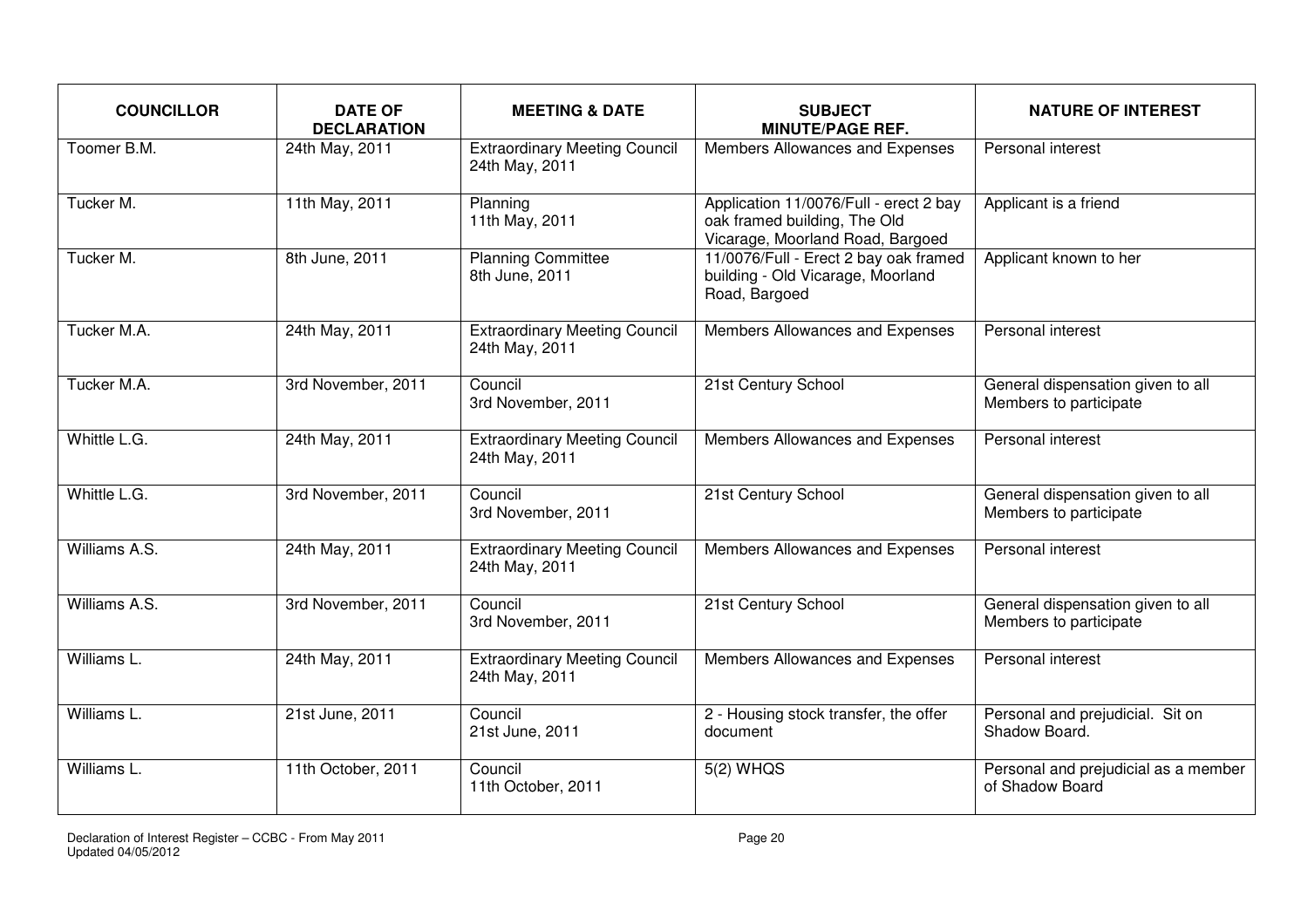| COUNCILLOR | DATE OF DECLARATION | MEETING & DATE | SUBJECT MINUTE/PAGE REF. | NATURE OF INTEREST |
|---|---|---|---|---|
| Toomer B.M. | 24th May, 2011 | Extraordinary Meeting Council 24th May, 2011 | Members Allowances and Expenses | Personal interest |
| Tucker M. | 11th May, 2011 | Planning 11th May, 2011 | Application 11/0076/Full - erect 2 bay oak framed building, The Old Vicarage, Moorland Road, Bargoed | Applicant is a friend |
| Tucker M. | 8th June, 2011 | Planning Committee 8th June, 2011 | 11/0076/Full - Erect 2 bay oak framed building - Old Vicarage, Moorland Road, Bargoed | Applicant known to her |
| Tucker M.A. | 24th May, 2011 | Extraordinary Meeting Council 24th May, 2011 | Members Allowances and Expenses | Personal interest |
| Tucker M.A. | 3rd November, 2011 | Council 3rd November, 2011 | 21st Century School | General dispensation given to all Members to participate |
| Whittle L.G. | 24th May, 2011 | Extraordinary Meeting Council 24th May, 2011 | Members Allowances and Expenses | Personal interest |
| Whittle L.G. | 3rd November, 2011 | Council 3rd November, 2011 | 21st Century School | General dispensation given to all Members to participate |
| Williams A.S. | 24th May, 2011 | Extraordinary Meeting Council 24th May, 2011 | Members Allowances and Expenses | Personal interest |
| Williams A.S. | 3rd November, 2011 | Council 3rd November, 2011 | 21st Century School | General dispensation given to all Members to participate |
| Williams L. | 24th May, 2011 | Extraordinary Meeting Council 24th May, 2011 | Members Allowances and Expenses | Personal interest |
| Williams L. | 21st June, 2011 | Council 21st June, 2011 | 2 - Housing stock transfer, the offer document | Personal and prejudicial. Sit on Shadow Board. |
| Williams L. | 11th October, 2011 | Council 11th October, 2011 | 5(2) WHQS | Personal and prejudicial as a member of Shadow Board |

Declaration of Interest Register – CCBC - From May 2011
Updated 04/05/2012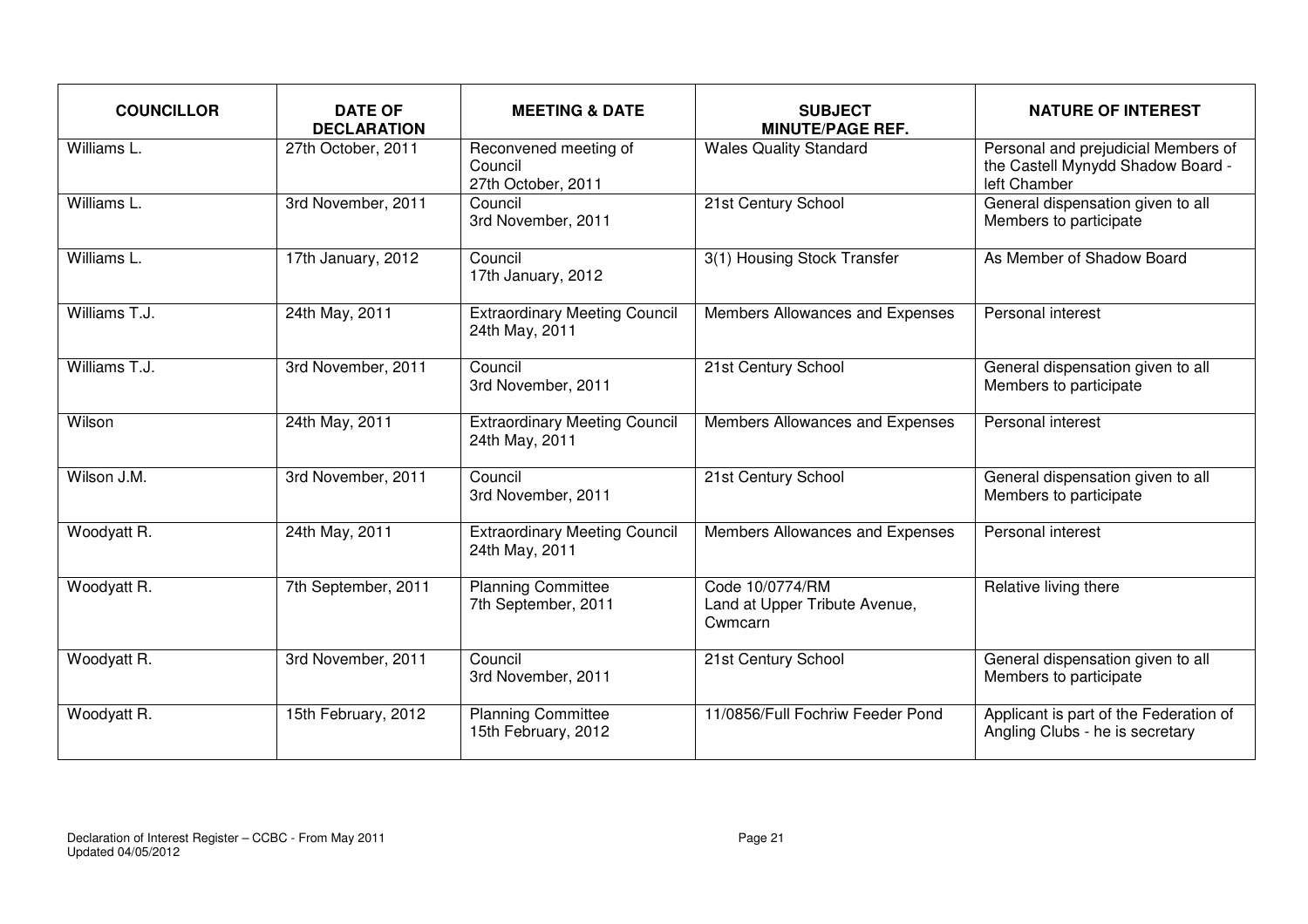| COUNCILLOR | DATE OF DECLARATION | MEETING & DATE | SUBJECT MINUTE/PAGE REF. | NATURE OF INTEREST |
|---|---|---|---|---|
| Williams L. | 27th October, 2011 | Reconvened meeting of Council 27th October, 2011 | Wales Quality Standard | Personal and prejudicial Members of the Castell Mynydd Shadow Board - left Chamber |
| Williams L. | 3rd November, 2011 | Council 3rd November, 2011 | 21st Century School | General dispensation given to all Members to participate |
| Williams L. | 17th January, 2012 | Council 17th January, 2012 | 3(1) Housing Stock Transfer | As Member of Shadow Board |
| Williams T.J. | 24th May, 2011 | Extraordinary Meeting Council 24th May, 2011 | Members Allowances and Expenses | Personal interest |
| Williams T.J. | 3rd November, 2011 | Council 3rd November, 2011 | 21st Century School | General dispensation given to all Members to participate |
| Wilson | 24th May, 2011 | Extraordinary Meeting Council 24th May, 2011 | Members Allowances and Expenses | Personal interest |
| Wilson J.M. | 3rd November, 2011 | Council 3rd November, 2011 | 21st Century School | General dispensation given to all Members to participate |
| Woodyatt R. | 24th May, 2011 | Extraordinary Meeting Council 24th May, 2011 | Members Allowances and Expenses | Personal interest |
| Woodyatt R. | 7th September, 2011 | Planning Committee 7th September, 2011 | Code 10/0774/RM Land at Upper Tribute Avenue, Cwmcarn | Relative living there |
| Woodyatt R. | 3rd November, 2011 | Council 3rd November, 2011 | 21st Century School | General dispensation given to all Members to participate |
| Woodyatt R. | 15th February, 2012 | Planning Committee 15th February, 2012 | 11/0856/Full Fochriw Feeder Pond | Applicant is part of the Federation of Angling Clubs - he is secretary |